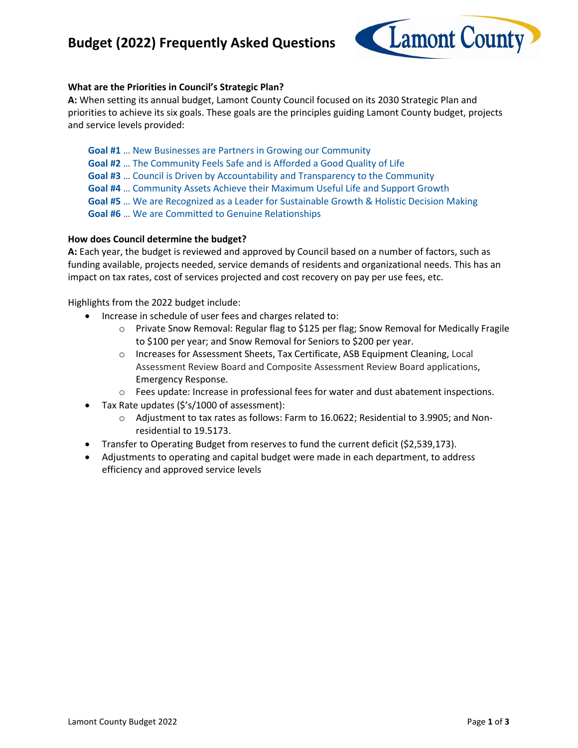# Budget (2022) Frequently Asked Questions

**What are the Priorities in Council's Strategic Plan?**

**A:** When setting its annual budget, Lamont County Council focused on its 2030 Strategic Plan and priorities to achieve its six goals. These goals are the principles guiding Lamont County budget, projects and service levels provided:

**Goal #1** … New Businesses are Partners in Growing our Community
**Goal #2** … The Community Feels Safe and is Afforded a Good Quality of Life
**Goal #3** … Council is Driven by Accountability and Transparency to the Community
**Goal #4** … Community Assets Achieve their Maximum Useful Life and Support Growth
**Goal #5** … We are Recognized as a Leader for Sustainable Growth & Holistic Decision Making
**Goal #6** … We are Committed to Genuine Relationships

**How does Council determine the budget?**

**A:** Each year, the budget is reviewed and approved by Council based on a number of factors, such as funding available, projects needed, service demands of residents and organizational needs. This has an impact on tax rates, cost of services projected and cost recovery on pay per use fees, etc.

Highlights from the 2022 budget include:

- Increase in schedule of user fees and charges related to:
  - Private Snow Removal: Regular flag to $125 per flag; Snow Removal for Medically Fragile to $100 per year; and Snow Removal for Seniors to $200 per year.
  - Increases for Assessment Sheets, Tax Certificate, ASB Equipment Cleaning, Local Assessment Review Board and Composite Assessment Review Board applications, Emergency Response.
  - Fees update: Increase in professional fees for water and dust abatement inspections.
- Tax Rate updates ($'s/1000 of assessment):
  - Adjustment to tax rates as follows: Farm to 16.0622; Residential to 3.9905; and Non-residential to 19.5173.
- Transfer to Operating Budget from reserves to fund the current deficit ($2,539,173).
- Adjustments to operating and capital budget were made in each department, to address efficiency and approved service levels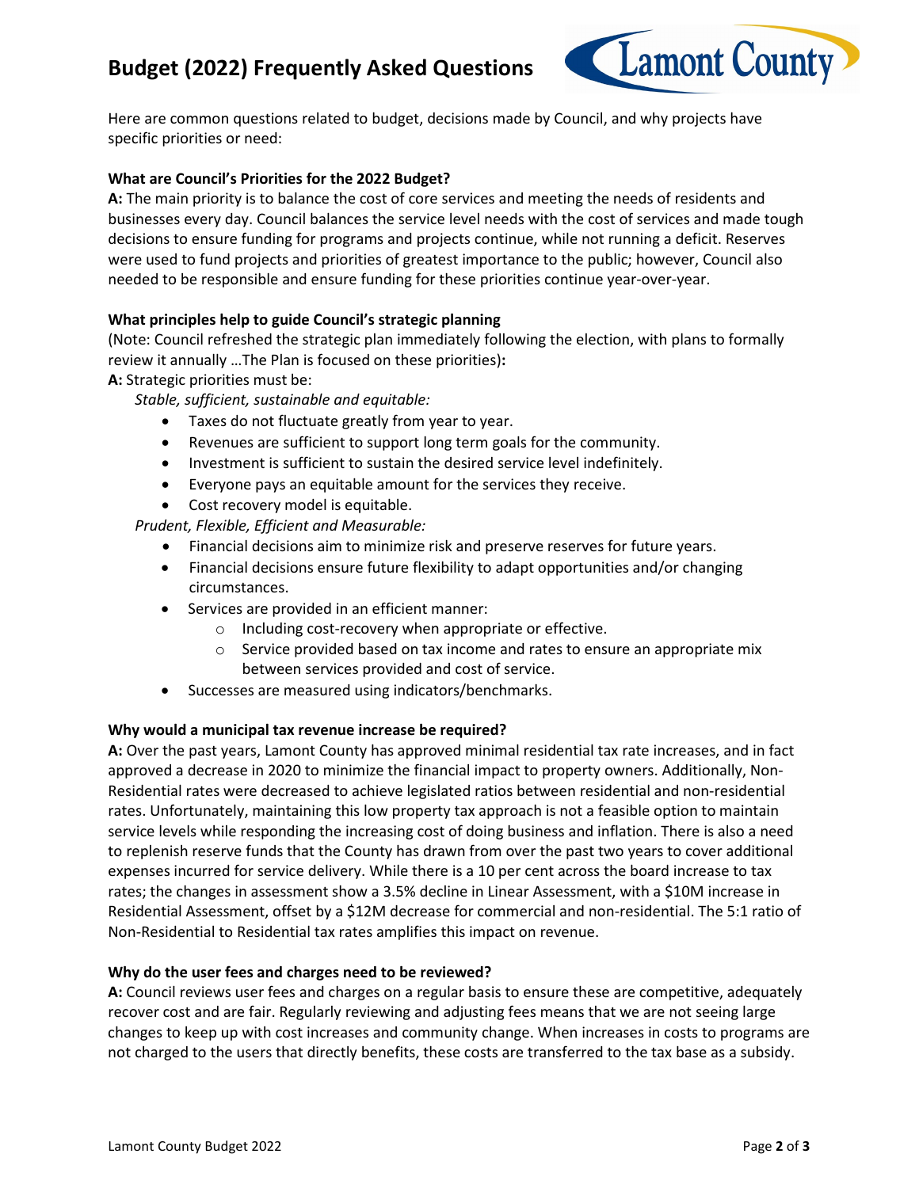# Budget (2022) Frequently Asked Questions

Here are common questions related to budget, decisions made by Council, and why projects have specific priorities or need:

**What are Council's Priorities for the 2022 Budget?**

**A:** The main priority is to balance the cost of core services and meeting the needs of residents and businesses every day. Council balances the service level needs with the cost of services and made tough decisions to ensure funding for programs and projects continue, while not running a deficit. Reserves were used to fund projects and priorities of greatest importance to the public; however, Council also needed to be responsible and ensure funding for these priorities continue year-over-year.

**What principles help to guide Council's strategic planning**

(Note: Council refreshed the strategic plan immediately following the election, with plans to formally review it annually …The Plan is focused on these priorities)**:**

**A:** Strategic priorities must be:

*Stable, sufficient, sustainable and equitable:*

- Taxes do not fluctuate greatly from year to year.
- Revenues are sufficient to support long term goals for the community.
- Investment is sufficient to sustain the desired service level indefinitely.
- Everyone pays an equitable amount for the services they receive.
- Cost recovery model is equitable.

*Prudent, Flexible, Efficient and Measurable:*

- Financial decisions aim to minimize risk and preserve reserves for future years.
- Financial decisions ensure future flexibility to adapt opportunities and/or changing circumstances.
- Services are provided in an efficient manner:
    - Including cost-recovery when appropriate or effective.
    - Service provided based on tax income and rates to ensure an appropriate mix between services provided and cost of service.
- Successes are measured using indicators/benchmarks.

**Why would a municipal tax revenue increase be required?**

**A:** Over the past years, Lamont County has approved minimal residential tax rate increases, and in fact approved a decrease in 2020 to minimize the financial impact to property owners. Additionally, Non-Residential rates were decreased to achieve legislated ratios between residential and non-residential rates. Unfortunately, maintaining this low property tax approach is not a feasible option to maintain service levels while responding the increasing cost of doing business and inflation. There is also a need to replenish reserve funds that the County has drawn from over the past two years to cover additional expenses incurred for service delivery. While there is a 10 per cent across the board increase to tax rates; the changes in assessment show a 3.5% decline in Linear Assessment, with a $10M increase in Residential Assessment, offset by a $12M decrease for commercial and non-residential. The 5:1 ratio of Non-Residential to Residential tax rates amplifies this impact on revenue.

**Why do the user fees and charges need to be reviewed?**

**A:** Council reviews user fees and charges on a regular basis to ensure these are competitive, adequately recover cost and are fair. Regularly reviewing and adjusting fees means that we are not seeing large changes to keep up with cost increases and community change. When increases in costs to programs are not charged to the users that directly benefits, these costs are transferred to the tax base as a subsidy.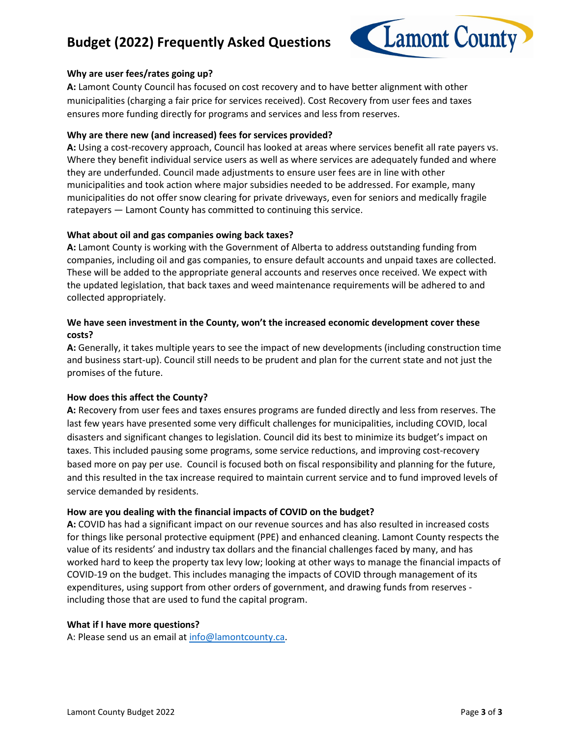# Budget (2022) Frequently Asked Questions

**Why are user fees/rates going up?**

**A:** Lamont County Council has focused on cost recovery and to have better alignment with other municipalities (charging a fair price for services received). Cost Recovery from user fees and taxes ensures more funding directly for programs and services and less from reserves.

**Why are there new (and increased) fees for services provided?**

**A:** Using a cost-recovery approach, Council has looked at areas where services benefit all rate payers vs. Where they benefit individual service users as well as where services are adequately funded and where they are underfunded. Council made adjustments to ensure user fees are in line with other municipalities and took action where major subsidies needed to be addressed. For example, many municipalities do not offer snow clearing for private driveways, even for seniors and medically fragile ratepayers — Lamont County has committed to continuing this service.

**What about oil and gas companies owing back taxes?**

**A:** Lamont County is working with the Government of Alberta to address outstanding funding from companies, including oil and gas companies, to ensure default accounts and unpaid taxes are collected. These will be added to the appropriate general accounts and reserves once received. We expect with the updated legislation, that back taxes and weed maintenance requirements will be adhered to and collected appropriately.

**We have seen investment in the County, won't the increased economic development cover these costs?**

**A:** Generally, it takes multiple years to see the impact of new developments (including construction time and business start-up). Council still needs to be prudent and plan for the current state and not just the promises of the future.

**How does this affect the County?**

**A:** Recovery from user fees and taxes ensures programs are funded directly and less from reserves. The last few years have presented some very difficult challenges for municipalities, including COVID, local disasters and significant changes to legislation. Council did its best to minimize its budget's impact on taxes. This included pausing some programs, some service reductions, and improving cost-recovery based more on pay per use. Council is focused both on fiscal responsibility and planning for the future, and this resulted in the tax increase required to maintain current service and to fund improved levels of service demanded by residents.

**How are you dealing with the financial impacts of COVID on the budget?**

**A:** COVID has had a significant impact on our revenue sources and has also resulted in increased costs for things like personal protective equipment (PPE) and enhanced cleaning. Lamont County respects the value of its residents' and industry tax dollars and the financial challenges faced by many, and has worked hard to keep the property tax levy low; looking at other ways to manage the financial impacts of COVID-19 on the budget. This includes managing the impacts of COVID through management of its expenditures, using support from other orders of government, and drawing funds from reserves - including those that are used to fund the capital program.

**What if I have more questions?**

A: Please send us an email at info@lamontcounty.ca.